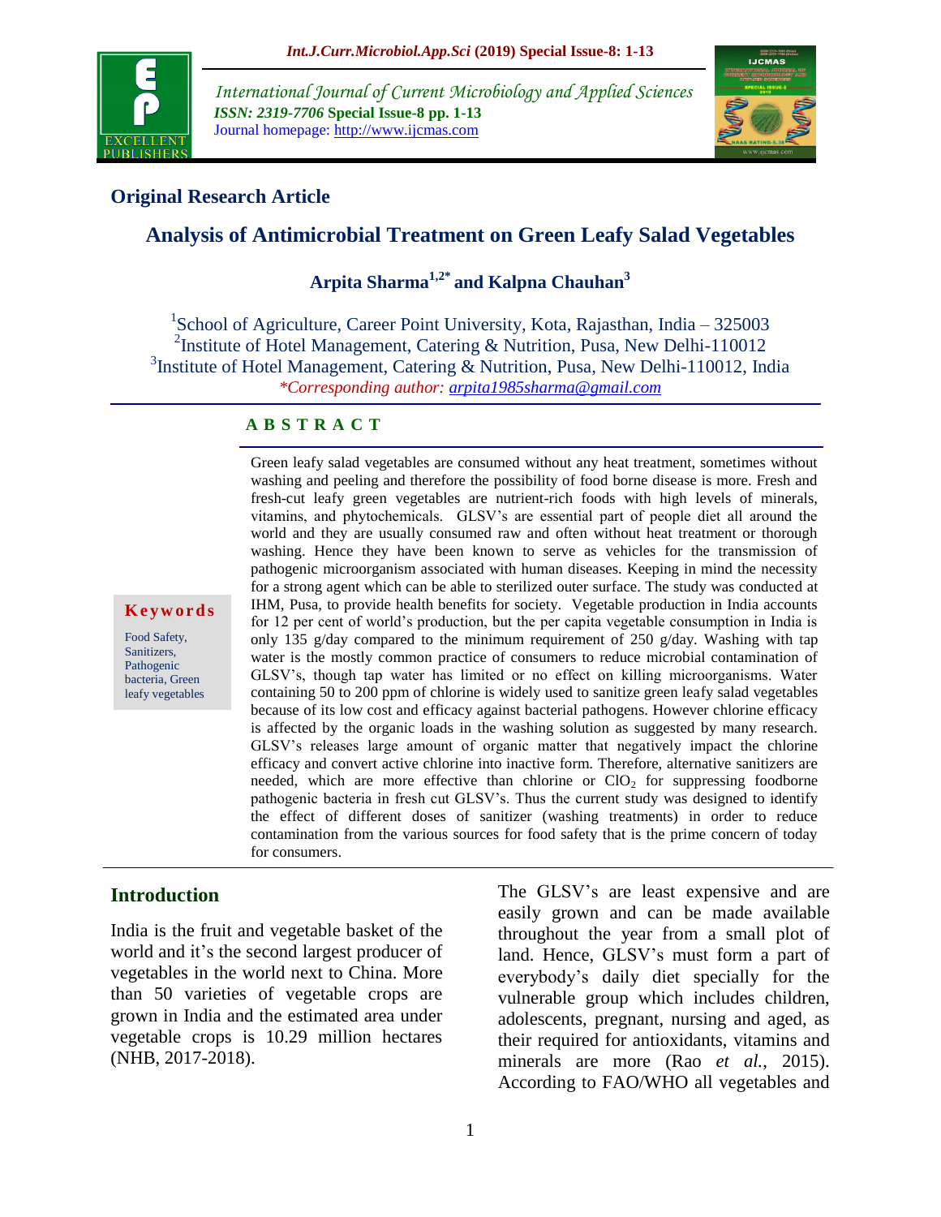**Original Research Article**

# Analysis of Antimicrobial Treatment on Green Leafy Salad Vegetables

**Arpita Sharma[1,2*] and Kalpna Chauhan[3]**

[1]School of Agriculture, Career Point University, Kota, Rajasthan, India – 325003
[2]Institute of Hotel Management, Catering & Nutrition, Pusa, New Delhi-110012
[3]Institute of Hotel Management, Catering & Nutrition, Pusa, New Delhi-110012, India
*\*Corresponding author:* arpita1985sharma@gmail.com

## ABSTRACT

**Keywords**

Food Safety, Sanitizers, Pathogenic bacteria, Green leafy vegetables

Green leafy salad vegetables are consumed without any heat treatment, sometimes without washing and peeling and therefore the possibility of food borne disease is more. Fresh and fresh-cut leafy green vegetables are nutrient-rich foods with high levels of minerals, vitamins, and phytochemicals. GLSV's are essential part of people diet all around the world and they are usually consumed raw and often without heat treatment or thorough washing. Hence they have been known to serve as vehicles for the transmission of pathogenic microorganism associated with human diseases. Keeping in mind the necessity for a strong agent which can be able to sterilized outer surface. The study was conducted at IHM, Pusa, to provide health benefits for society. Vegetable production in India accounts for 12 per cent of world's production, but the per capita vegetable consumption in India is only 135 g/day compared to the minimum requirement of 250 g/day. Washing with tap water is the mostly common practice of consumers to reduce microbial contamination of GLSV's, though tap water has limited or no effect on killing microorganisms. Water containing 50 to 200 ppm of chlorine is widely used to sanitize green leafy salad vegetables because of its low cost and efficacy against bacterial pathogens. However chlorine efficacy is affected by the organic loads in the washing solution as suggested by many research. GLSV's releases large amount of organic matter that negatively impact the chlorine efficacy and convert active chlorine into inactive form. Therefore, alternative sanitizers are needed, which are more effective than chlorine or $ClO_2$ for suppressing foodborne pathogenic bacteria in fresh cut GLSV's. Thus the current study was designed to identify the effect of different doses of sanitizer (washing treatments) in order to reduce contamination from the various sources for food safety that is the prime concern of today for consumers.

## Introduction

India is the fruit and vegetable basket of the world and it's the second largest producer of vegetables in the world next to China. More than 50 varieties of vegetable crops are grown in India and the estimated area under vegetable crops is 10.29 million hectares (NHB, 2017-2018).

The GLSV's are least expensive and are easily grown and can be made available throughout the year from a small plot of land. Hence, GLSV's must form a part of everybody's daily diet specially for the vulnerable group which includes children, adolescents, pregnant, nursing and aged, as their required for antioxidants, vitamins and minerals are more (Rao *et al.,* 2015). According to FAO/WHO all vegetables and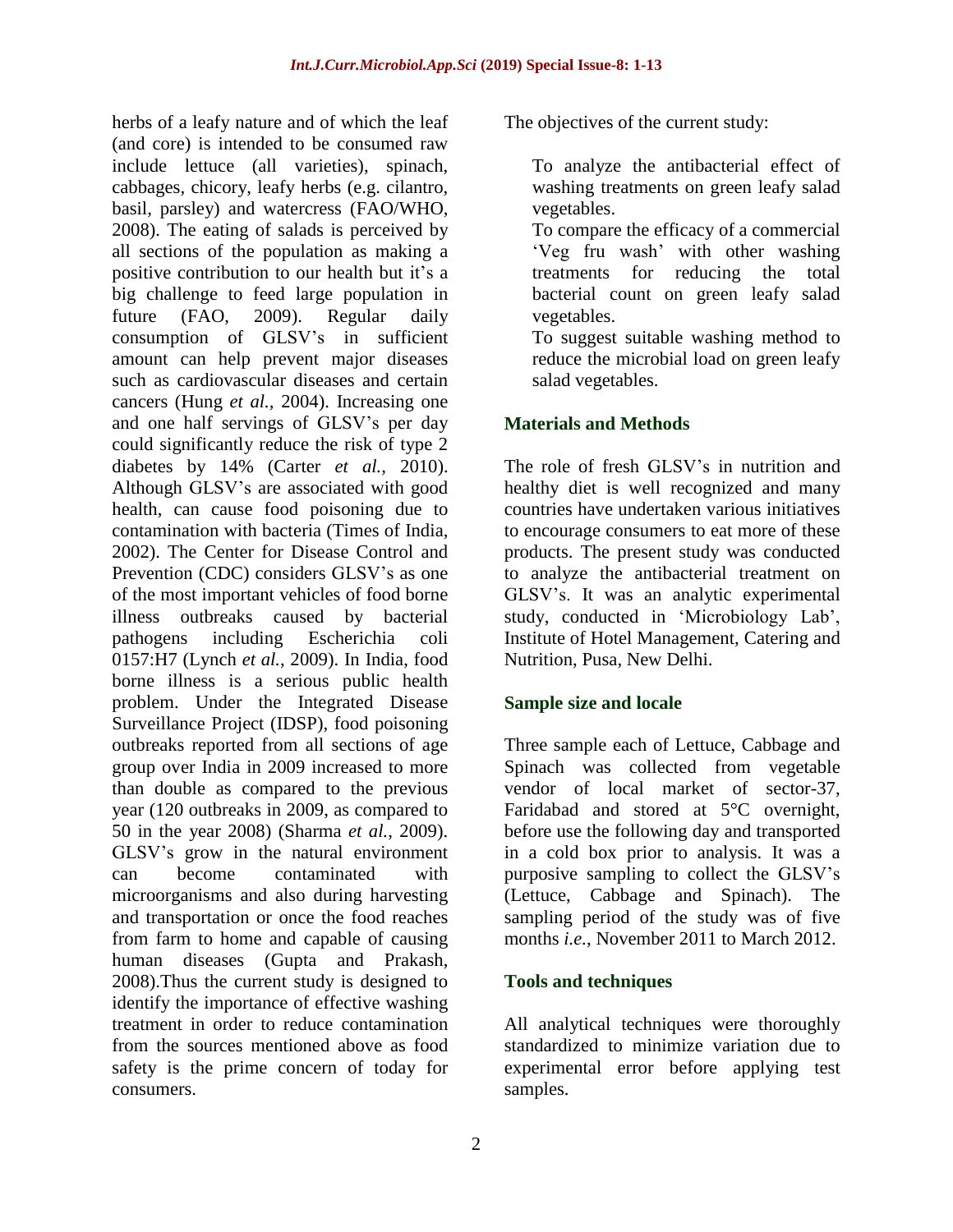herbs of a leafy nature and of which the leaf (and core) is intended to be consumed raw include lettuce (all varieties), spinach, cabbages, chicory, leafy herbs (e.g. cilantro, basil, parsley) and watercress (FAO/WHO, 2008). The eating of salads is perceived by all sections of the population as making a positive contribution to our health but it's a big challenge to feed large population in future (FAO, 2009). Regular daily consumption of GLSV's in sufficient amount can help prevent major diseases such as cardiovascular diseases and certain cancers (Hung *et al.*, 2004). Increasing one and one half servings of GLSV's per day could significantly reduce the risk of type 2 diabetes by 14% (Carter *et al.*, 2010). Although GLSV's are associated with good health, can cause food poisoning due to contamination with bacteria (Times of India, 2002). The Center for Disease Control and Prevention (CDC) considers GLSV's as one of the most important vehicles of food borne illness outbreaks caused by bacterial pathogens including Escherichia coli 0157:H7 (Lynch *et al.*, 2009). In India, food borne illness is a serious public health problem. Under the Integrated Disease Surveillance Project (IDSP), food poisoning outbreaks reported from all sections of age group over India in 2009 increased to more than double as compared to the previous year (120 outbreaks in 2009, as compared to 50 in the year 2008) (Sharma *et al.*, 2009). GLSV's grow in the natural environment can become contaminated with microorganisms and also during harvesting and transportation or once the food reaches from farm to home and capable of causing human diseases (Gupta and Prakash, 2008).Thus the current study is designed to identify the importance of effective washing treatment in order to reduce contamination from the sources mentioned above as food safety is the prime concern of today for consumers.

The objectives of the current study:

- To analyze the antibacterial effect of washing treatments on green leafy salad vegetables.
- To compare the efficacy of a commercial 'Veg fru wash' with other washing treatments for reducing the total bacterial count on green leafy salad vegetables.
- To suggest suitable washing method to reduce the microbial load on green leafy salad vegetables.

## Materials and Methods

The role of fresh GLSV's in nutrition and healthy diet is well recognized and many countries have undertaken various initiatives to encourage consumers to eat more of these products. The present study was conducted to analyze the antibacterial treatment on GLSV's. It was an analytic experimental study, conducted in 'Microbiology Lab', Institute of Hotel Management, Catering and Nutrition, Pusa, New Delhi.

### Sample size and locale

Three sample each of Lettuce, Cabbage and Spinach was collected from vegetable vendor of local market of sector-37, Faridabad and stored at 5°C overnight, before use the following day and transported in a cold box prior to analysis. It was a purposive sampling to collect the GLSV's (Lettuce, Cabbage and Spinach). The sampling period of the study was of five months *i.e.*, November 2011 to March 2012.

### Tools and techniques

All analytical techniques were thoroughly standardized to minimize variation due to experimental error before applying test samples.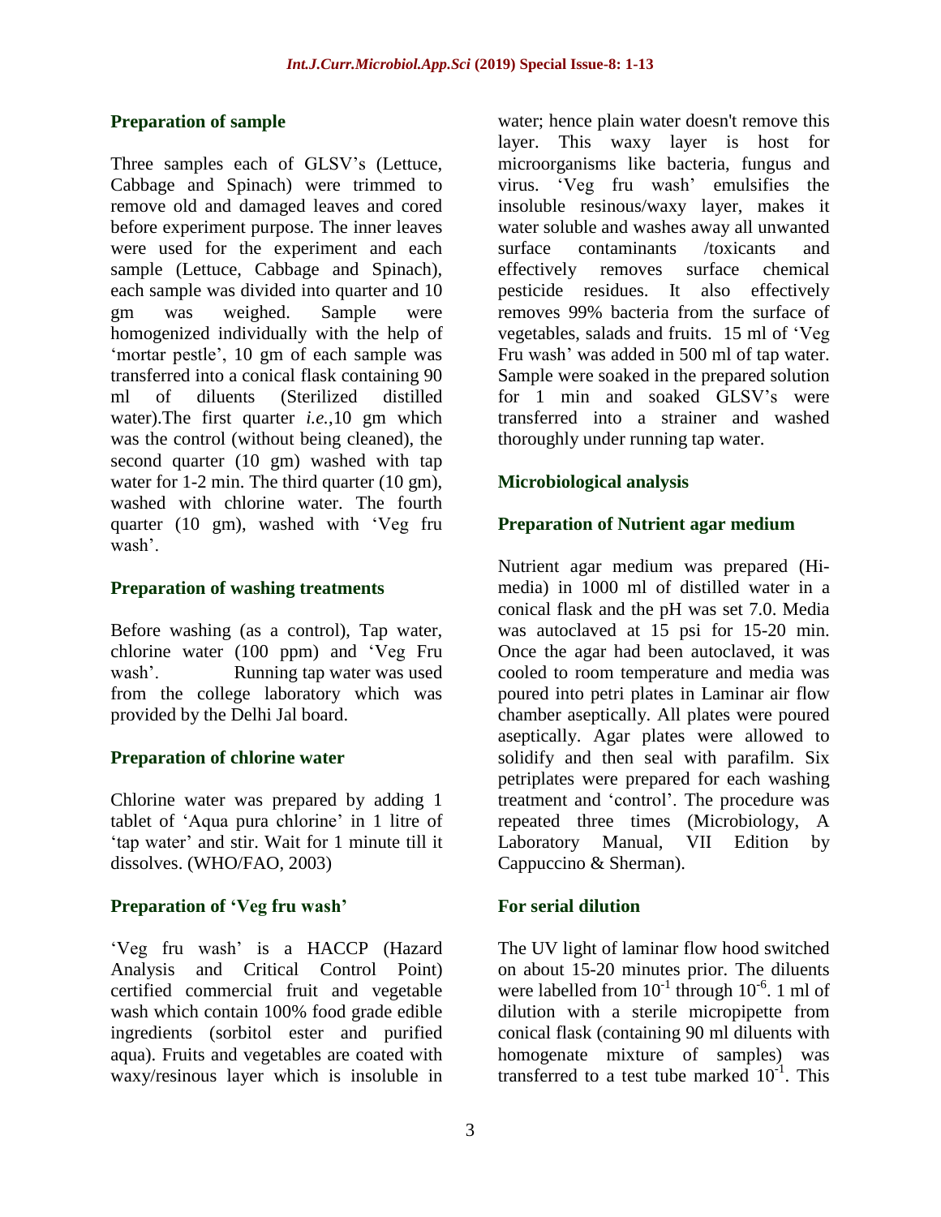### Preparation of sample

Three samples each of GLSV's (Lettuce, Cabbage and Spinach) were trimmed to remove old and damaged leaves and cored before experiment purpose. The inner leaves were used for the experiment and each sample (Lettuce, Cabbage and Spinach), each sample was divided into quarter and 10 gm was weighed. Sample were homogenized individually with the help of 'mortar pestle', 10 gm of each sample was transferred into a conical flask containing 90 ml of diluents (Sterilized distilled water).The first quarter *i.e.*,10 gm which was the control (without being cleaned), the second quarter (10 gm) washed with tap water for 1-2 min. The third quarter (10 gm), washed with chlorine water. The fourth quarter (10 gm), washed with 'Veg fru wash'.

### Preparation of washing treatments

Before washing (as a control), Tap water, chlorine water (100 ppm) and 'Veg Fru wash'. Running tap water was used from the college laboratory which was provided by the Delhi Jal board.

### Preparation of chlorine water

Chlorine water was prepared by adding 1 tablet of 'Aqua pura chlorine' in 1 litre of 'tap water' and stir. Wait for 1 minute till it dissolves. (WHO/FAO, 2003)

### Preparation of 'Veg fru wash'

'Veg fru wash' is a HACCP (Hazard Analysis and Critical Control Point) certified commercial fruit and vegetable wash which contain 100% food grade edible ingredients (sorbitol ester and purified aqua). Fruits and vegetables are coated with waxy/resinous layer which is insoluble in water; hence plain water doesn't remove this layer. This waxy layer is host for microorganisms like bacteria, fungus and virus. 'Veg fru wash' emulsifies the insoluble resinous/waxy layer, makes it water soluble and washes away all unwanted surface contaminants /toxicants and effectively removes surface chemical pesticide residues. It also effectively removes 99% bacteria from the surface of vegetables, salads and fruits. 15 ml of 'Veg Fru wash' was added in 500 ml of tap water. Sample were soaked in the prepared solution for 1 min and soaked GLSV's were transferred into a strainer and washed thoroughly under running tap water.

### Microbiological analysis

### Preparation of Nutrient agar medium

Nutrient agar medium was prepared (Hi-media) in 1000 ml of distilled water in a conical flask and the pH was set 7.0. Media was autoclaved at 15 psi for 15-20 min. Once the agar had been autoclaved, it was cooled to room temperature and media was poured into petri plates in Laminar air flow chamber aseptically. All plates were poured aseptically. Agar plates were allowed to solidify and then seal with parafilm. Six petriplates were prepared for each washing treatment and 'control'. The procedure was repeated three times (Microbiology, A Laboratory Manual, VII Edition by Cappuccino & Sherman).

### For serial dilution

The UV light of laminar flow hood switched on about 15-20 minutes prior. The diluents were labelled from $10^{-1}$ through $10^{-6}$. 1 ml of dilution with a sterile micropipette from conical flask (containing 90 ml diluents with homogenate mixture of samples) was transferred to a test tube marked $10^{-1}$. This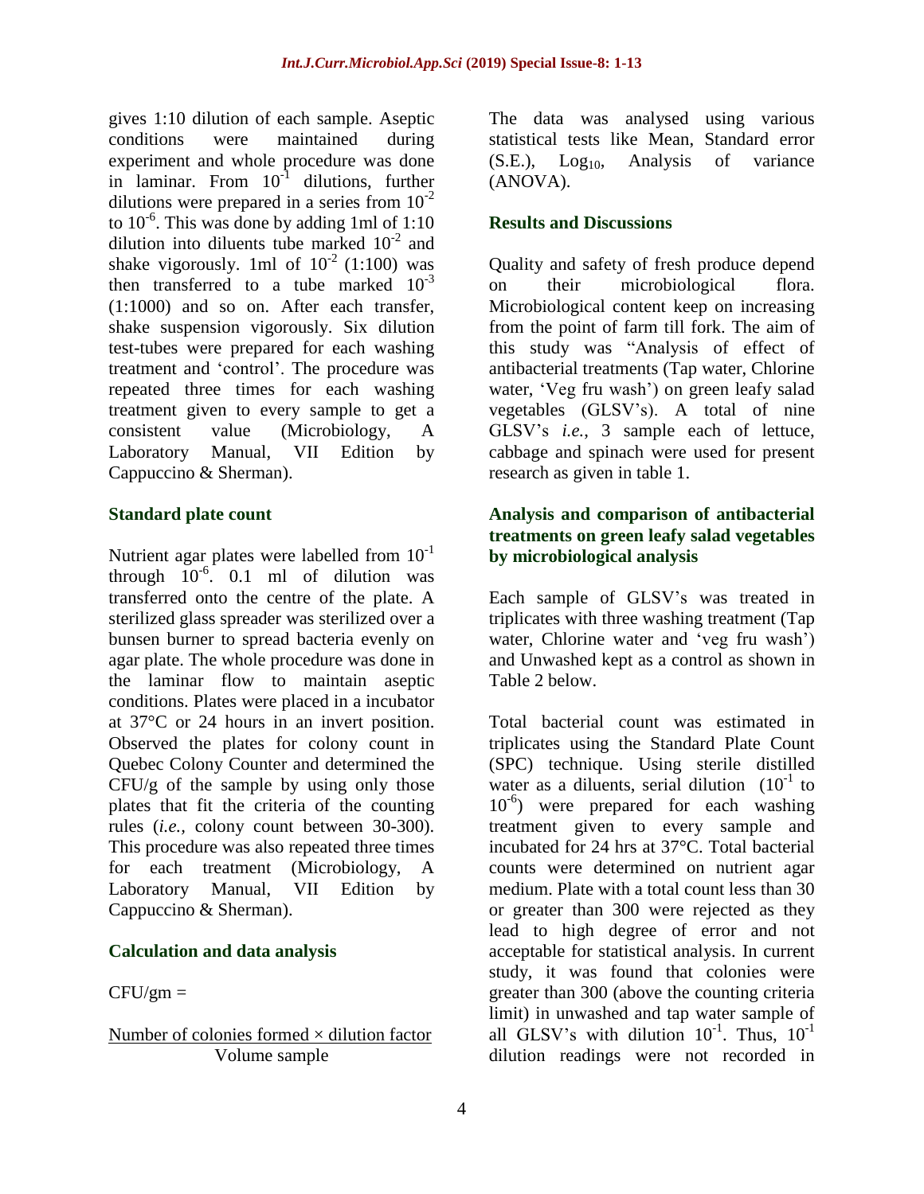gives 1:10 dilution of each sample. Aseptic conditions were maintained during experiment and whole procedure was done in laminar. From $10^{-1}$ dilutions, further dilutions were prepared in a series from $10^{-2}$ to $10^{-6}$. This was done by adding 1ml of 1:10 dilution into diluents tube marked $10^{-2}$ and shake vigorously. 1ml of $10^{-2}$ (1:100) was then transferred to a tube marked $10^{-3}$ (1:1000) and so on. After each transfer, shake suspension vigorously. Six dilution test-tubes were prepared for each washing treatment and 'control'. The procedure was repeated three times for each washing treatment given to every sample to get a consistent value (Microbiology, A Laboratory Manual, VII Edition by Cappuccino & Sherman).

### Standard plate count

Nutrient agar plates were labelled from $10^{-1}$ through $10^{-6}$. 0.1 ml of dilution was transferred onto the centre of the plate. A sterilized glass spreader was sterilized over a bunsen burner to spread bacteria evenly on agar plate. The whole procedure was done in the laminar flow to maintain aseptic conditions. Plates were placed in a incubator at 37°C or 24 hours in an invert position. Observed the plates for colony count in Quebec Colony Counter and determined the CFU/g of the sample by using only those plates that fit the criteria of the counting rules (*i.e.*, colony count between 30-300). This procedure was also repeated three times for each treatment (Microbiology, A Laboratory Manual, VII Edition by Cappuccino & Sherman).

### Calculation and data analysis

$$\text{CFU/gm} = \frac{\text{Number of colonies formed} \times \text{dilution factor}}{\text{Volume sample}}$$

The data was analysed using various statistical tests like Mean, Standard error (S.E.), $Log_{10}$, Analysis of variance (ANOVA).

## Results and Discussions

Quality and safety of fresh produce depend on their microbiological flora. Microbiological content keep on increasing from the point of farm till fork. The aim of this study was "Analysis of effect of antibacterial treatments (Tap water, Chlorine water, 'Veg fru wash') on green leafy salad vegetables (GLSV's). A total of nine GLSV's *i.e.*, 3 sample each of lettuce, cabbage and spinach were used for present research as given in table 1.

### Analysis and comparison of antibacterial treatments on green leafy salad vegetables by microbiological analysis

Each sample of GLSV's was treated in triplicates with three washing treatment (Tap water, Chlorine water and 'veg fru wash') and Unwashed kept as a control as shown in Table 2 below.

Total bacterial count was estimated in triplicates using the Standard Plate Count (SPC) technique. Using sterile distilled water as a diluents, serial dilution ($10^{-1}$ to $10^{-6}$) were prepared for each washing treatment given to every sample and incubated for 24 hrs at 37°C. Total bacterial counts were determined on nutrient agar medium. Plate with a total count less than 30 or greater than 300 were rejected as they lead to high degree of error and not acceptable for statistical analysis. In current study, it was found that colonies were greater than 300 (above the counting criteria limit) in unwashed and tap water sample of all GLSV's with dilution $10^{-1}$. Thus, $10^{-1}$ dilution readings were not recorded in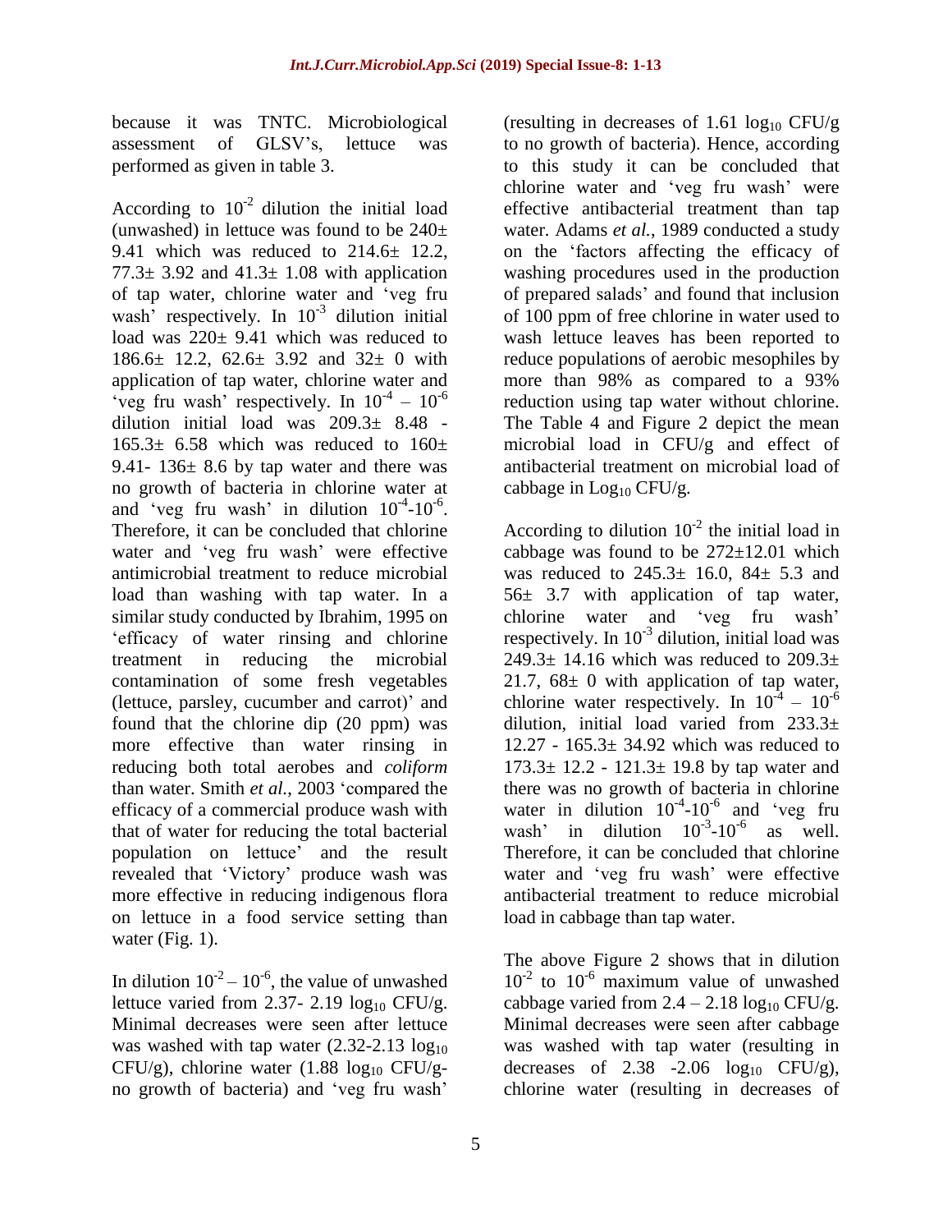because it was TNTC. Microbiological assessment of GLSV's, lettuce was performed as given in table 3.

According to $10^{-2}$ dilution the initial load (unwashed) in lettuce was found to be 240± 9.41 which was reduced to 214.6± 12.2, 77.3± 3.92 and 41.3± 1.08 with application of tap water, chlorine water and 'veg fru wash' respectively. In $10^{-3}$ dilution initial load was 220± 9.41 which was reduced to 186.6± 12.2, 62.6± 3.92 and 32± 0 with application of tap water, chlorine water and 'veg fru wash' respectively. In $10^{-4}$ – $10^{-6}$ dilution initial load was 209.3± 8.48 - 165.3± 6.58 which was reduced to 160± 9.41- 136± 8.6 by tap water and there was no growth of bacteria in chlorine water at and 'veg fru wash' in dilution $10^{-4}$-$10^{-6}$. Therefore, it can be concluded that chlorine water and 'veg fru wash' were effective antimicrobial treatment to reduce microbial load than washing with tap water. In a similar study conducted by Ibrahim, 1995 on 'efficacy of water rinsing and chlorine treatment in reducing the microbial contamination of some fresh vegetables (lettuce, parsley, cucumber and carrot)' and found that the chlorine dip (20 ppm) was more effective than water rinsing in reducing both total aerobes and *coliform* than water. Smith *et al.*, 2003 'compared the efficacy of a commercial produce wash with that of water for reducing the total bacterial population on lettuce' and the result revealed that 'Victory' produce wash was more effective in reducing indigenous flora on lettuce in a food service setting than water (Fig. 1).

In dilution $10^{-2}$ – $10^{-6}$, the value of unwashed lettuce varied from 2.37- 2.19 $\log_{10}$ CFU/g. Minimal decreases were seen after lettuce was washed with tap water (2.32-2.13 $\log_{10}$ CFU/g), chlorine water (1.88 $\log_{10}$ CFU/g- no growth of bacteria) and 'veg fru wash' (resulting in decreases of 1.61 $\log_{10}$ CFU/g to no growth of bacteria). Hence, according to this study it can be concluded that chlorine water and 'veg fru wash' were effective antibacterial treatment than tap water. Adams *et al.*, 1989 conducted a study on the 'factors affecting the efficacy of washing procedures used in the production of prepared salads' and found that inclusion of 100 ppm of free chlorine in water used to wash lettuce leaves has been reported to reduce populations of aerobic mesophiles by more than 98% as compared to a 93% reduction using tap water without chlorine. The Table 4 and Figure 2 depict the mean microbial load in CFU/g and effect of antibacterial treatment on microbial load of cabbage in $\log_{10}$ CFU/g.

According to dilution $10^{-2}$ the initial load in cabbage was found to be 272±12.01 which was reduced to 245.3± 16.0, 84± 5.3 and 56± 3.7 with application of tap water, chlorine water and 'veg fru wash' respectively. In $10^{-3}$ dilution, initial load was 249.3± 14.16 which was reduced to 209.3± 21.7, 68± 0 with application of tap water, chlorine water respectively. In $10^{-4}$ – $10^{-6}$ dilution, initial load varied from 233.3± 12.27 - 165.3± 34.92 which was reduced to 173.3± 12.2 - 121.3± 19.8 by tap water and there was no growth of bacteria in chlorine water in dilution $10^{-4}$-$10^{-6}$ and 'veg fru wash' in dilution $10^{-3}$-$10^{-6}$ as well. Therefore, it can be concluded that chlorine water and 'veg fru wash' were effective antibacterial treatment to reduce microbial load in cabbage than tap water.

The above Figure 2 shows that in dilution $10^{-2}$ to $10^{-6}$ maximum value of unwashed cabbage varied from 2.4 – 2.18 $\log_{10}$ CFU/g. Minimal decreases were seen after cabbage was washed with tap water (resulting in decreases of 2.38 -2.06 $\log_{10}$ CFU/g), chlorine water (resulting in decreases of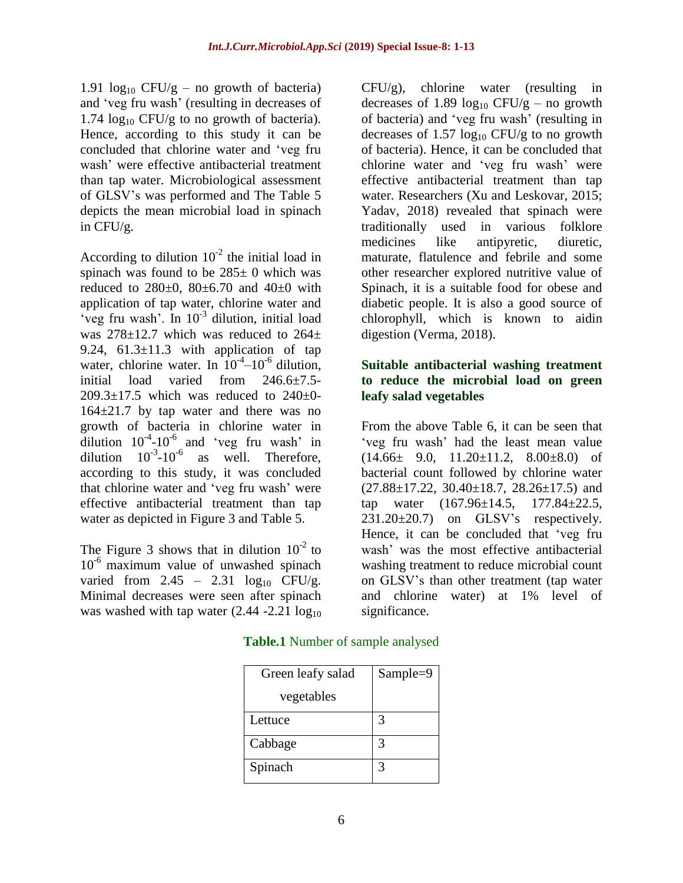1.91 $\log_{10}$ CFU/g – no growth of bacteria) and 'veg fru wash' (resulting in decreases of 1.74 $\log_{10}$ CFU/g to no growth of bacteria). Hence, according to this study it can be concluded that chlorine water and 'veg fru wash' were effective antibacterial treatment than tap water. Microbiological assessment of GLSV's was performed and The Table 5 depicts the mean microbial load in spinach in CFU/g.

According to dilution $10^{-2}$ the initial load in spinach was found to be 285± 0 which was reduced to 280±0, 80±6.70 and 40±0 with application of tap water, chlorine water and 'veg fru wash'. In $10^{-3}$ dilution, initial load was 278±12.7 which was reduced to 264± 9.24, 61.3±11.3 with application of tap water, chlorine water. In $10^{-4}$–$10^{-6}$ dilution, initial load varied from 246.6±7.5-209.3±17.5 which was reduced to 240±0-164±21.7 by tap water and there was no growth of bacteria in chlorine water in dilution $10^{-4}$-$10^{-6}$ and 'veg fru wash' in dilution $10^{-3}$-$10^{-6}$ as well. Therefore, according to this study, it was concluded that chlorine water and 'veg fru wash' were effective antibacterial treatment than tap water as depicted in Figure 3 and Table 5.

The Figure 3 shows that in dilution $10^{-2}$ to $10^{-6}$ maximum value of unwashed spinach varied from 2.45 – 2.31 $\log_{10}$ CFU/g. Minimal decreases were seen after spinach was washed with tap water (2.44 -2.21 $\log_{10}$ CFU/g), chlorine water (resulting in decreases of 1.89 $\log_{10}$ CFU/g – no growth of bacteria) and 'veg fru wash' (resulting in decreases of 1.57 $\log_{10}$ CFU/g to no growth of bacteria). Hence, it can be concluded that chlorine water and 'veg fru wash' were effective antibacterial treatment than tap water. Researchers (Xu and Leskovar, 2015; Yadav, 2018) revealed that spinach were traditionally used in various folklore medicines like antipyretic, diuretic, maturate, flatulence and febrile and some other researcher explored nutritive value of Spinach, it is a suitable food for obese and diabetic people. It is also a good source of chlorophyll, which is known to aidin digestion (Verma, 2018).

### Suitable antibacterial washing treatment to reduce the microbial load on green leafy salad vegetables

From the above Table 6, it can be seen that 'veg fru wash' had the least mean value (14.66± 9.0, 11.20±11.2, 8.00±8.0) of bacterial count followed by chlorine water (27.88±17.22, 30.40±18.7, 28.26±17.5) and tap water (167.96±14.5, 177.84±22.5, 231.20±20.7) on GLSV's respectively. Hence, it can be concluded that 'veg fru wash' was the most effective antibacterial washing treatment to reduce microbial count on GLSV's than other treatment (tap water and chlorine water) at 1% level of significance.

**Table.1** Number of sample analysed

| Green leafy salad vegetables | Sample=9 |
|---|---|
| Lettuce | 3 |
| Cabbage | 3 |
| Spinach | 3 |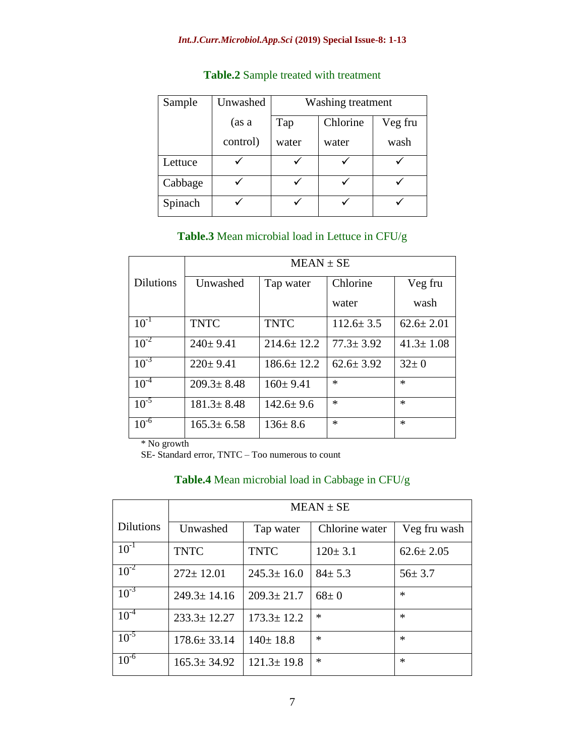**Table.2** Sample treated with treatment

| Sample | Unwashed (as a control) | Washing treatment | | |
|---|---|---|---|---|
| | | Tap water | Chlorine water | Veg fru wash |
| Lettuce | ✓ | ✓ | ✓ | ✓ |
| Cabbage | ✓ | ✓ | ✓ | ✓ |
| Spinach | ✓ | ✓ | ✓ | ✓ |

**Table.3** Mean microbial load in Lettuce in CFU/g

| Dilutions | MEAN ± SE | | | |
|---|---|---|---|---|
| | Unwashed | Tap water | Chlorine water | Veg fru wash |
| $10^{-1}$ | TNTC | TNTC | 112.6± 3.5 | 62.6± 2.01 |
| $10^{-2}$ | 240± 9.41 | 214.6± 12.2 | 77.3± 3.92 | 41.3± 1.08 |
| $10^{-3}$ | 220± 9.41 | 186.6± 12.2 | 62.6± 3.92 | 32± 0 |
| $10^{-4}$ | 209.3± 8.48 | 160± 9.41 | * | * |
| $10^{-5}$ | 181.3± 8.48 | 142.6± 9.6 | * | * |
| $10^{-6}$ | 165.3± 6.58 | 136± 8.6 | * | * |

* No growth
SE- Standard error, TNTC – Too numerous to count

**Table.4** Mean microbial load in Cabbage in CFU/g

| Dilutions | MEAN ± SE | | | |
|---|---|---|---|---|
| | Unwashed | Tap water | Chlorine water | Veg fru wash |
| $10^{-1}$ | TNTC | TNTC | 120± 3.1 | 62.6± 2.05 |
| $10^{-2}$ | 272± 12.01 | 245.3± 16.0 | 84± 5.3 | 56± 3.7 |
| $10^{-3}$ | 249.3± 14.16 | 209.3± 21.7 | 68± 0 | * |
| $10^{-4}$ | 233.3± 12.27 | 173.3± 12.2 | * | * |
| $10^{-5}$ | 178.6± 33.14 | 140± 18.8 | * | * |
| $10^{-6}$ | 165.3± 34.92 | 121.3± 19.8 | * | * |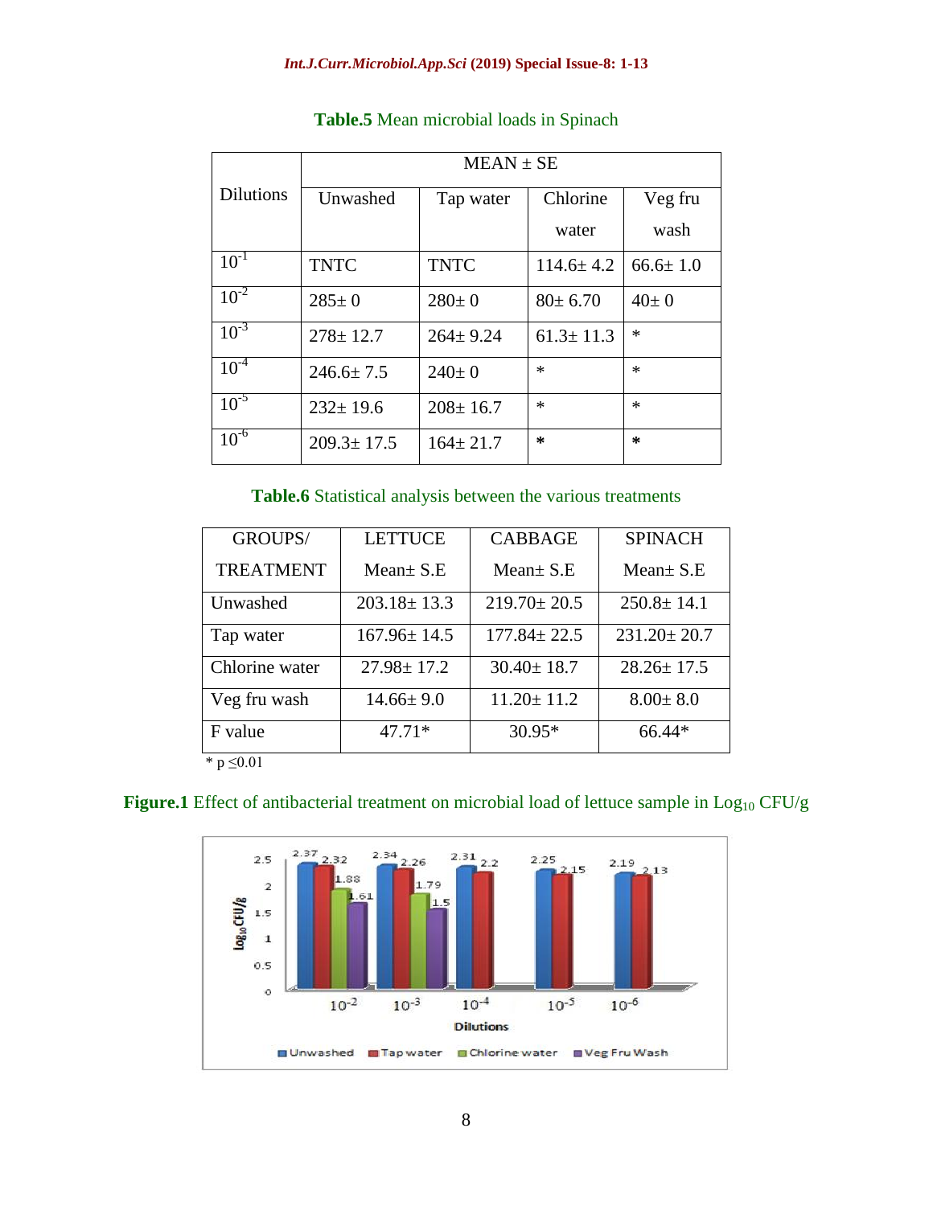**Table.5** Mean microbial loads in Spinach

| Dilutions | MEAN ± SE | | | |
|---|---|---|---|---|
| | Unwashed | Tap water | Chlorine water | Veg fru wash |
| $10^{-1}$ | TNTC | TNTC | 114.6± 4.2 | 66.6± 1.0 |
| $10^{-2}$ | 285± 0 | 280± 0 | 80± 6.70 | 40± 0 |
| $10^{-3}$ | 278± 12.7 | 264± 9.24 | 61.3± 11.3 | * |
| $10^{-4}$ | 246.6± 7.5 | 240± 0 | * | * |
| $10^{-5}$ | 232± 19.6 | 208± 16.7 | * | * |
| $10^{-6}$ | 209.3± 17.5 | 164± 21.7 | * | * |

**Table.6** Statistical analysis between the various treatments

| GROUPS/ TREATMENT | LETTUCE Mean± S.E | CABBAGE Mean± S.E | SPINACH Mean± S.E |
|---|---|---|---|
| Unwashed | 203.18± 13.3 | 219.70± 20.5 | 250.8± 14.1 |
| Tap water | 167.96± 14.5 | 177.84± 22.5 | 231.20± 20.7 |
| Chlorine water | 27.98± 17.2 | 30.40± 18.7 | 28.26± 17.5 |
| Veg fru wash | 14.66± 9.0 | 11.20± 11.2 | 8.00± 8.0 |
| F value | 47.71* | 30.95* | 66.44* |

* $p \leq 0.01$

**Figure.1** Effect of antibacterial treatment on microbial load of lettuce sample in $Log_{10}$ CFU/g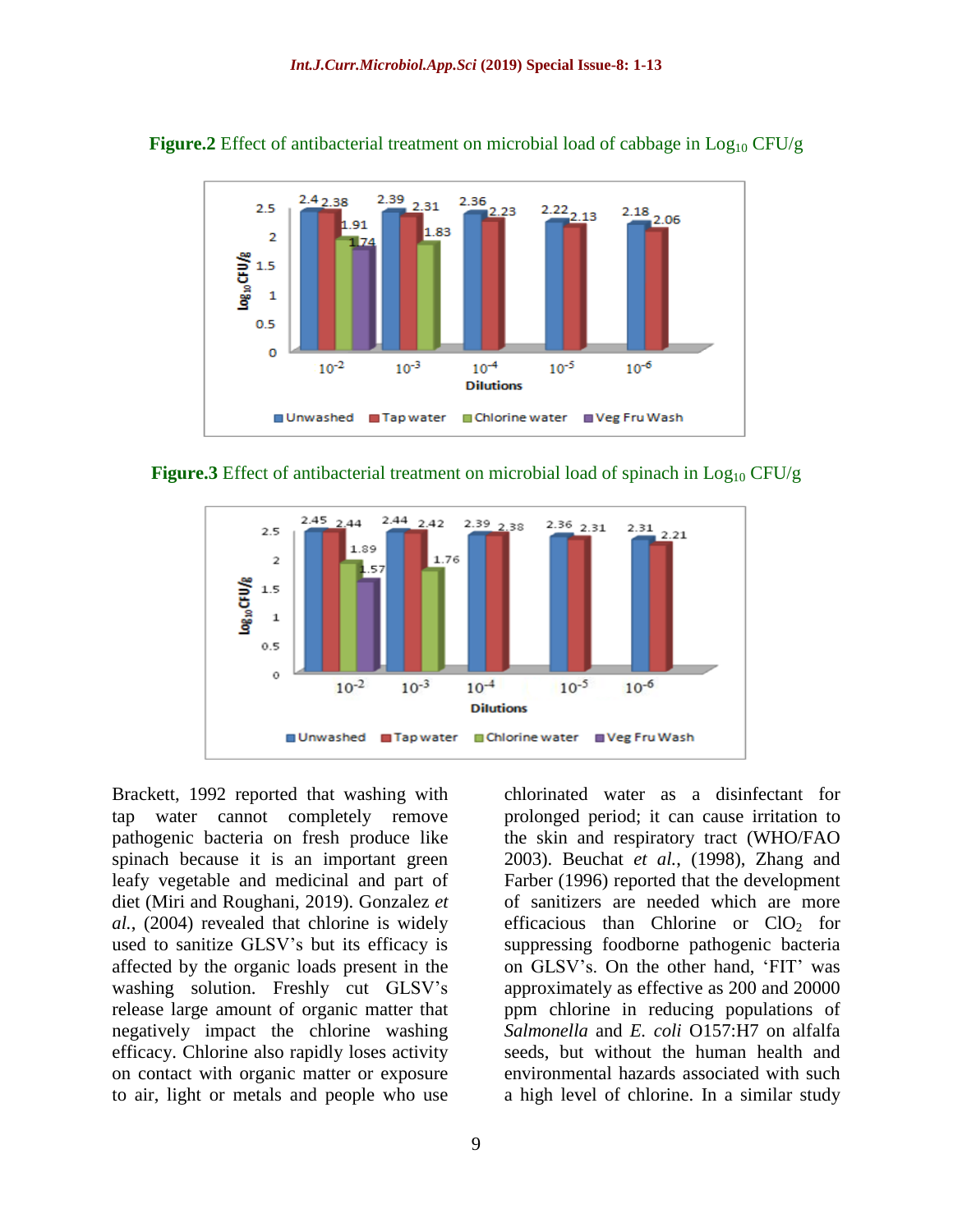**Figure.2** Effect of antibacterial treatment on microbial load of cabbage in $Log_{10}$ CFU/g

**Figure.3** Effect of antibacterial treatment on microbial load of spinach in $Log_{10}$ CFU/g

Brackett, 1992 reported that washing with tap water cannot completely remove pathogenic bacteria on fresh produce like spinach because it is an important green leafy vegetable and medicinal and part of diet (Miri and Roughani, 2019). Gonzalez *et al.*, (2004) revealed that chlorine is widely used to sanitize GLSV's but its efficacy is affected by the organic loads present in the washing solution. Freshly cut GLSV's release large amount of organic matter that negatively impact the chlorine washing efficacy. Chlorine also rapidly loses activity on contact with organic matter or exposure to air, light or metals and people who use chlorinated water as a disinfectant for prolonged period; it can cause irritation to the skin and respiratory tract (WHO/FAO 2003). Beuchat *et al.*, (1998), Zhang and Farber (1996) reported that the development of sanitizers are needed which are more efficacious than Chlorine or $ClO_2$ for suppressing foodborne pathogenic bacteria on GLSV's. On the other hand, 'FIT' was approximately as effective as 200 and 20000 ppm chlorine in reducing populations of *Salmonella* and *E. coli* O157:H7 on alfalfa seeds, but without the human health and environmental hazards associated with such a high level of chlorine. In a similar study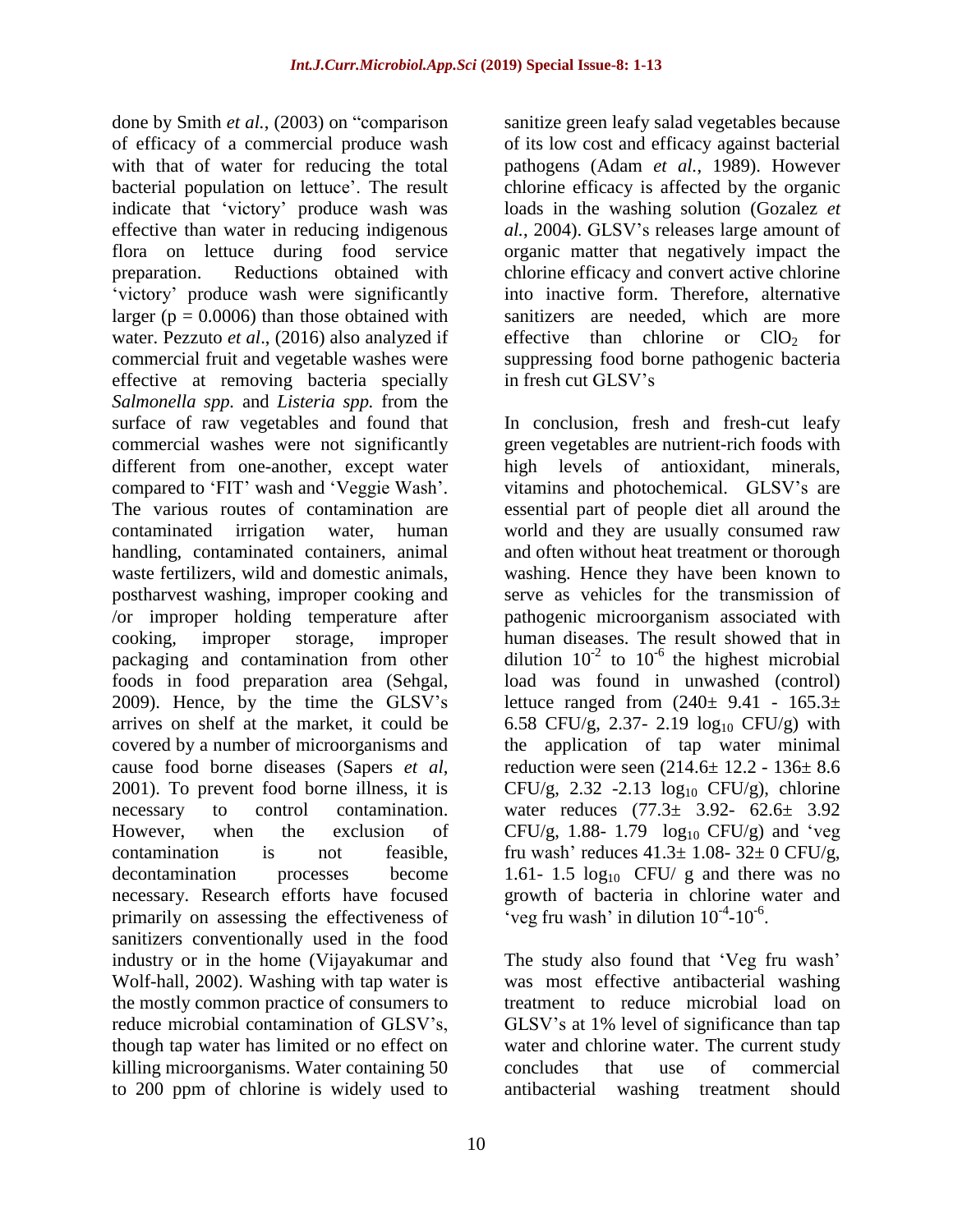done by Smith *et al.*, (2003) on "comparison of efficacy of a commercial produce wash with that of water for reducing the total bacterial population on lettuce'. The result indicate that 'victory' produce wash was effective than water in reducing indigenous flora on lettuce during food service preparation. Reductions obtained with 'victory' produce wash were significantly larger ($p = 0.0006$) than those obtained with water. Pezzuto *et al*., (2016) also analyzed if commercial fruit and vegetable washes were effective at removing bacteria specially *Salmonella spp.* and *Listeria spp.* from the surface of raw vegetables and found that commercial washes were not significantly different from one-another, except water compared to 'FIT' wash and 'Veggie Wash'. The various routes of contamination are contaminated irrigation water, human handling, contaminated containers, animal waste fertilizers, wild and domestic animals, postharvest washing, improper cooking and /or improper holding temperature after cooking, improper storage, improper packaging and contamination from other foods in food preparation area (Sehgal, 2009). Hence, by the time the GLSV's arrives on shelf at the market, it could be covered by a number of microorganisms and cause food borne diseases (Sapers *et al*, 2001). To prevent food borne illness, it is necessary to control contamination. However, when the exclusion of contamination is not feasible, decontamination processes become necessary. Research efforts have focused primarily on assessing the effectiveness of sanitizers conventionally used in the food industry or in the home (Vijayakumar and Wolf-hall, 2002). Washing with tap water is the mostly common practice of consumers to reduce microbial contamination of GLSV's, though tap water has limited or no effect on killing microorganisms. Water containing 50 to 200 ppm of chlorine is widely used to sanitize green leafy salad vegetables because of its low cost and efficacy against bacterial pathogens (Adam *et al.*, 1989). However chlorine efficacy is affected by the organic loads in the washing solution (Gozalez *et al.*, 2004). GLSV's releases large amount of organic matter that negatively impact the chlorine efficacy and convert active chlorine into inactive form. Therefore, alternative sanitizers are needed, which are more effective than chlorine or $ClO_2$ for suppressing food borne pathogenic bacteria in fresh cut GLSV's

In conclusion, fresh and fresh-cut leafy green vegetables are nutrient-rich foods with high levels of antioxidant, minerals, vitamins and photochemical. GLSV's are essential part of people diet all around the world and they are usually consumed raw and often without heat treatment or thorough washing. Hence they have been known to serve as vehicles for the transmission of pathogenic microorganism associated with human diseases. The result showed that in dilution $10^{-2}$ to $10^{-6}$ the highest microbial load was found in unwashed (control) lettuce ranged from (240± 9.41 - 165.3± 6.58 CFU/g, 2.37- 2.19 $\log_{10}$ CFU/g) with the application of tap water minimal reduction were seen (214.6± 12.2 - 136± 8.6 CFU/g, 2.32 -2.13 $\log_{10}$ CFU/g), chlorine water reduces (77.3± 3.92- 62.6± 3.92 CFU/g, 1.88- 1.79 $\log_{10}$ CFU/g) and 'veg fru wash' reduces 41.3± 1.08- 32± 0 CFU/g, 1.61- 1.5 $\log_{10}$ CFU/ g and there was no growth of bacteria in chlorine water and 'veg fru wash' in dilution $10^{-4}$-$10^{-6}$.

The study also found that 'Veg fru wash' was most effective antibacterial washing treatment to reduce microbial load on GLSV's at 1% level of significance than tap water and chlorine water. The current study concludes that use of commercial antibacterial washing treatment should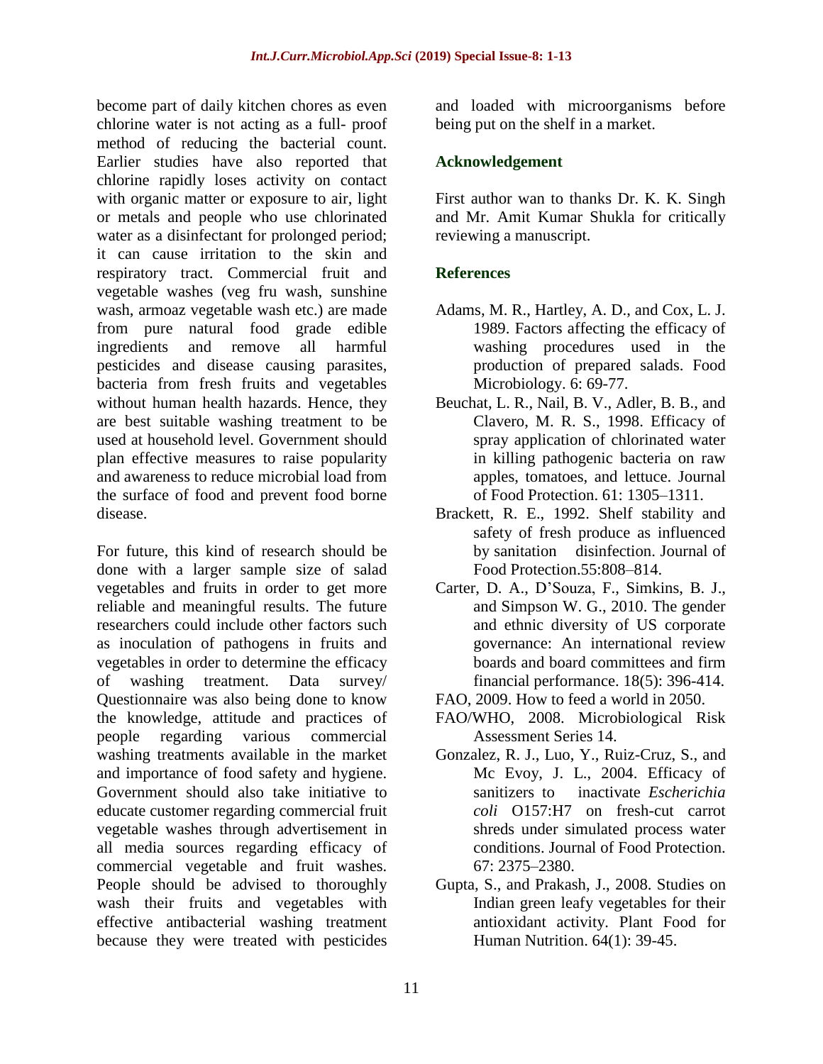become part of daily kitchen chores as even chlorine water is not acting as a full- proof method of reducing the bacterial count. Earlier studies have also reported that chlorine rapidly loses activity on contact with organic matter or exposure to air, light or metals and people who use chlorinated water as a disinfectant for prolonged period; it can cause irritation to the skin and respiratory tract. Commercial fruit and vegetable washes (veg fru wash, sunshine wash, armoaz vegetable wash etc.) are made from pure natural food grade edible ingredients and remove all harmful pesticides and disease causing parasites, bacteria from fresh fruits and vegetables without human health hazards. Hence, they are best suitable washing treatment to be used at household level. Government should plan effective measures to raise popularity and awareness to reduce microbial load from the surface of food and prevent food borne disease.

For future, this kind of research should be done with a larger sample size of salad vegetables and fruits in order to get more reliable and meaningful results. The future researchers could include other factors such as inoculation of pathogens in fruits and vegetables in order to determine the efficacy of washing treatment. Data survey/ Questionnaire was also being done to know the knowledge, attitude and practices of people regarding various commercial washing treatments available in the market and importance of food safety and hygiene. Government should also take initiative to educate customer regarding commercial fruit vegetable washes through advertisement in all media sources regarding efficacy of commercial vegetable and fruit washes. People should be advised to thoroughly wash their fruits and vegetables with effective antibacterial washing treatment because they were treated with pesticides and loaded with microorganisms before being put on the shelf in a market.

## Acknowledgement

First author wan to thanks Dr. K. K. Singh and Mr. Amit Kumar Shukla for critically reviewing a manuscript.

## References

- Adams, M. R., Hartley, A. D., and Cox, L. J. 1989. Factors affecting the efficacy of washing procedures used in the production of prepared salads. Food Microbiology. 6: 69-77.
- Beuchat, L. R., Nail, B. V., Adler, B. B., and Clavero, M. R. S., 1998. Efficacy of spray application of chlorinated water in killing pathogenic bacteria on raw apples, tomatoes, and lettuce. Journal of Food Protection. 61: 1305–1311.
- Brackett, R. E., 1992. Shelf stability and safety of fresh produce as influenced by sanitation disinfection. Journal of Food Protection.55:808–814.
- Carter, D. A., D'Souza, F., Simkins, B. J., and Simpson W. G., 2010. The gender and ethnic diversity of US corporate governance: An international review boards and board committees and firm financial performance. 18(5): 396-414.
- FAO, 2009. How to feed a world in 2050.
- FAO/WHO, 2008. Microbiological Risk Assessment Series 14.
- Gonzalez, R. J., Luo, Y., Ruiz-Cruz, S., and Mc Evoy, J. L., 2004. Efficacy of sanitizers to inactivate *Escherichia coli* O157:H7 on fresh-cut carrot shreds under simulated process water conditions. Journal of Food Protection. 67: 2375–2380.
- Gupta, S., and Prakash, J., 2008. Studies on Indian green leafy vegetables for their antioxidant activity. Plant Food for Human Nutrition. 64(1): 39-45.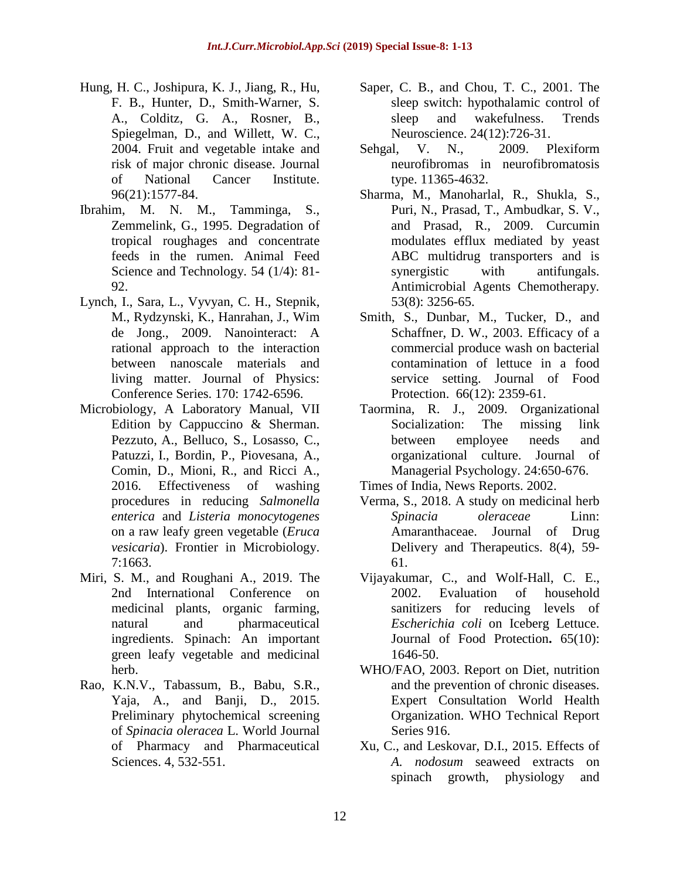Hung, H. C., Joshipura, K. J., Jiang, R., Hu, F. B., Hunter, D., Smith-Warner, S. A., Colditz, G. A., Rosner, B., Spiegelman, D., and Willett, W. C., 2004. Fruit and vegetable intake and risk of major chronic disease. Journal of National Cancer Institute. 96(21):1577-84.

Ibrahim, M. N. M., Tamminga, S., Zemmelink, G., 1995. Degradation of tropical roughages and concentrate feeds in the rumen. Animal Feed Science and Technology. 54 (1/4): 81-92.

Lynch, I., Sara, L., Vyvyan, C. H., Stepnik, M., Rydzynski, K., Hanrahan, J., Wim de Jong., 2009. Nanointeract: A rational approach to the interaction between nanoscale materials and living matter. Journal of Physics: Conference Series. 170: 1742-6596.

Microbiology, A Laboratory Manual, VII Edition by Cappuccino & Sherman. Pezzuto, A., Belluco, S., Losasso, C., Patuzzi, I., Bordin, P., Piovesana, A., Comin, D., Mioni, R., and Ricci A., 2016. Effectiveness of washing procedures in reducing *Salmonella enterica* and *Listeria monocytogenes* on a raw leafy green vegetable (*Eruca vesicaria*). Frontier in Microbiology. 7:1663.

Miri, S. M., and Roughani A., 2019. The 2nd International Conference on medicinal plants, organic farming, natural and pharmaceutical ingredients. Spinach: An important green leafy vegetable and medicinal herb.

Rao, K.N.V., Tabassum, B., Babu, S.R., Yaja, A., and Banji, D., 2015. Preliminary phytochemical screening of *Spinacia oleracea* L. World Journal of Pharmacy and Pharmaceutical Sciences. 4, 532-551.

Saper, C. B., and Chou, T. C., 2001. The sleep switch: hypothalamic control of sleep and wakefulness. Trends Neuroscience. 24(12):726-31.

Sehgal, V. N., 2009. Plexiform neurofibromas in neurofibromatosis type. 11365-4632.

Sharma, M., Manoharlal, R., Shukla, S., Puri, N., Prasad, T., Ambudkar, S. V., and Prasad, R., 2009. Curcumin modulates efflux mediated by yeast ABC multidrug transporters and is synergistic with antifungals. Antimicrobial Agents Chemotherapy. 53(8): 3256-65.

Smith, S., Dunbar, M., Tucker, D., and Schaffner, D. W., 2003. Efficacy of a commercial produce wash on bacterial contamination of lettuce in a food service setting. Journal of Food Protection. 66(12): 2359-61.

Taormina, R. J., 2009. Organizational Socialization: The missing link between employee needs and organizational culture. Journal of Managerial Psychology. 24:650-676.

Times of India, News Reports. 2002.

Verma, S., 2018. A study on medicinal herb *Spinacia oleraceae* Linn: Amaranthaceae. Journal of Drug Delivery and Therapeutics. 8(4), 59-61.

Vijayakumar, C., and Wolf-Hall, C. E., 2002. Evaluation of household sanitizers for reducing levels of *Escherichia coli* on Iceberg Lettuce. Journal of Food Protection**.** 65(10): 1646-50.

WHO/FAO, 2003. Report on Diet, nutrition and the prevention of chronic diseases. Expert Consultation World Health Organization. WHO Technical Report Series 916.

Xu, C., and Leskovar, D.I., 2015. Effects of *A. nodosum* seaweed extracts on spinach growth, physiology and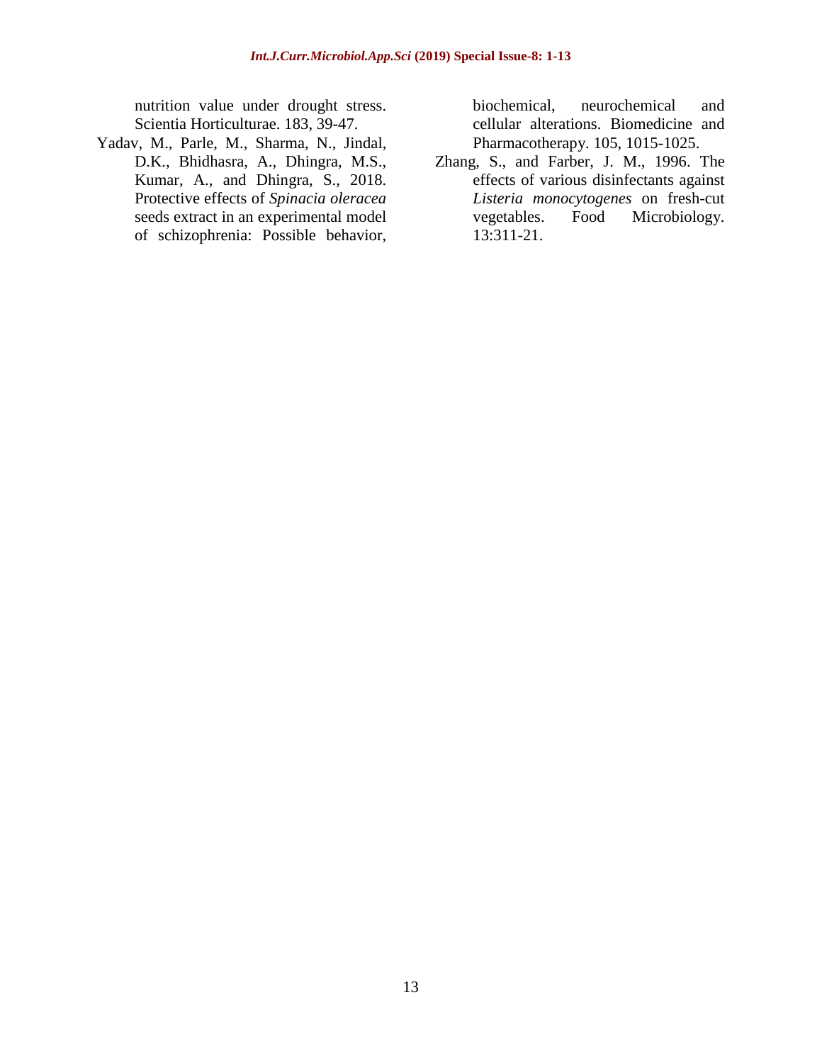nutrition value under drought stress. Scientia Horticulturae. 183, 39-47.

Yadav, M., Parle, M., Sharma, N., Jindal, D.K., Bhidhasra, A., Dhingra, M.S., Kumar, A., and Dhingra, S., 2018. Protective effects of *Spinacia oleracea* seeds extract in an experimental model of schizophrenia: Possible behavior, biochemical, neurochemical and cellular alterations. Biomedicine and Pharmacotherapy. 105, 1015-1025.

Zhang, S., and Farber, J. M., 1996. The effects of various disinfectants against *Listeria monocytogenes* on fresh-cut vegetables. Food Microbiology. 13:311-21.